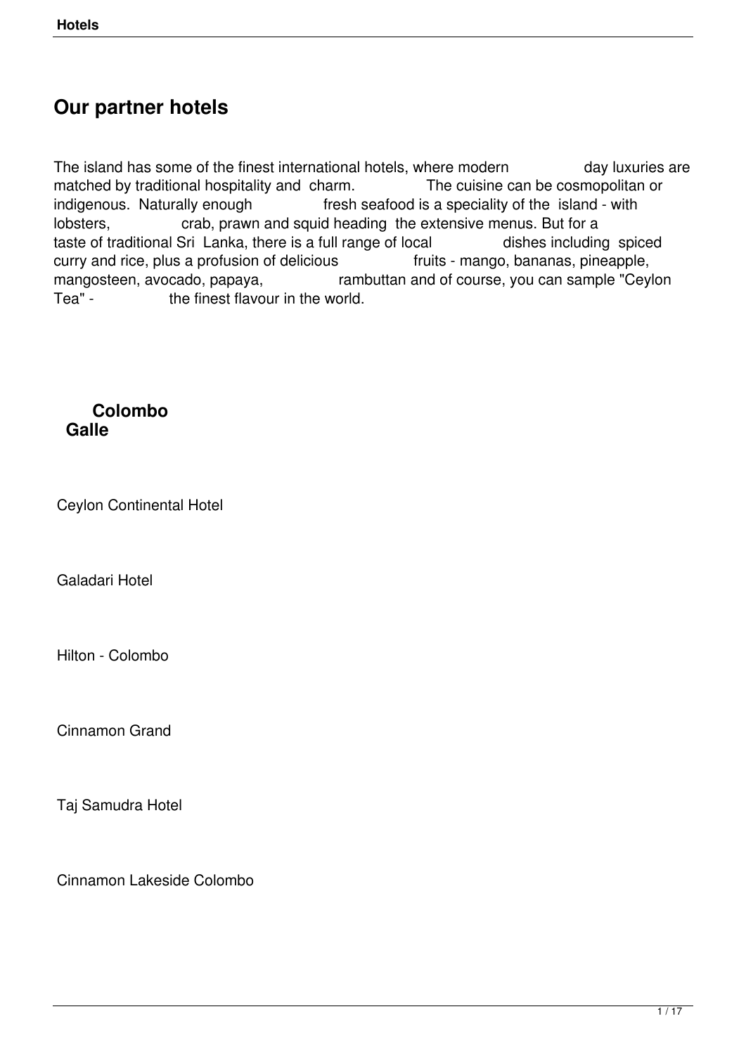# Our partner hotels

The island has some of the finest international hotels, where modern day luxuries are matched by traditional hospitality and charm. The cuisine can be cosmopolitan or indigenous. Naturally enough fresh seafood is a speciality of the island - with lobsters, crab, prawn and squid heading the extensive menus. But for a taste of traditional Sri Lanka, there is a full range of local dishes including spiced curry and rice, plus a profusion of delicious fruits - mango, bananas, pineapple, mangosteen, avocado, papaya, rambuttan and of course, you can sample "Ceylon Tea" - the finest flavour in the world.

**Colombo**
**Galle**

Ceylon Continental Hotel

Galadari Hotel

Hilton - Colombo

Cinnamon Grand

Taj Samudra Hotel

Cinnamon Lakeside Colombo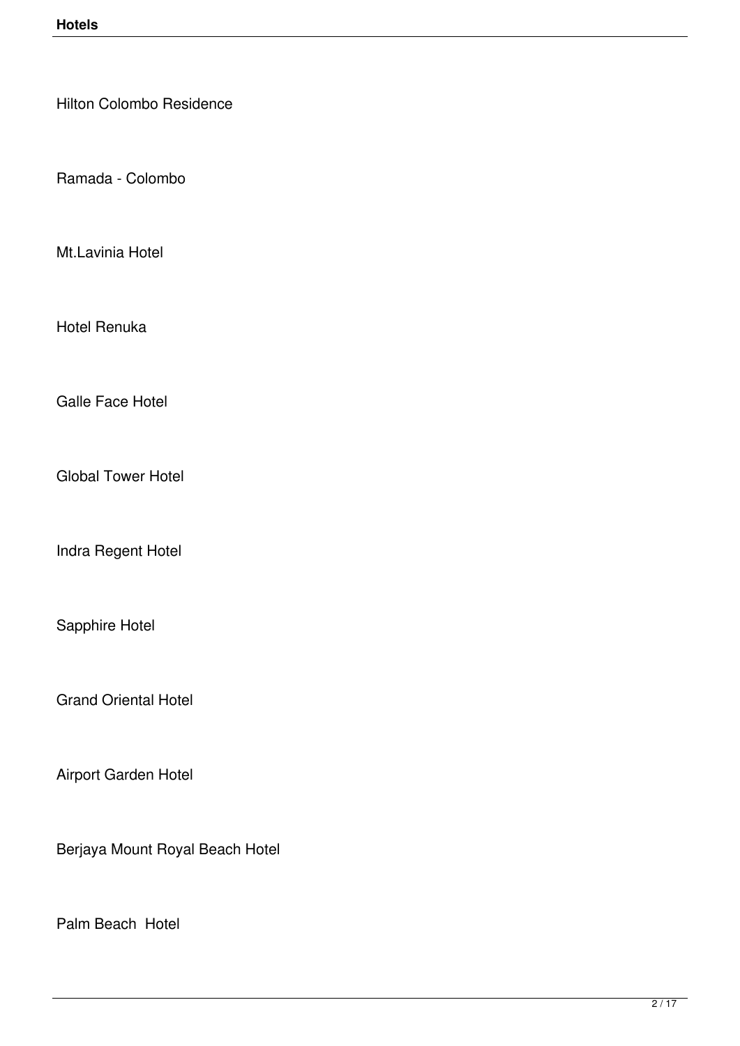Hilton Colombo Residence

Ramada - Colombo

Mt.Lavinia Hotel

Hotel Renuka

Galle Face Hotel

Global Tower Hotel

Indra Regent Hotel

Sapphire Hotel

Grand Oriental Hotel

Airport Garden Hotel

Berjaya Mount Royal Beach Hotel

Palm Beach Hotel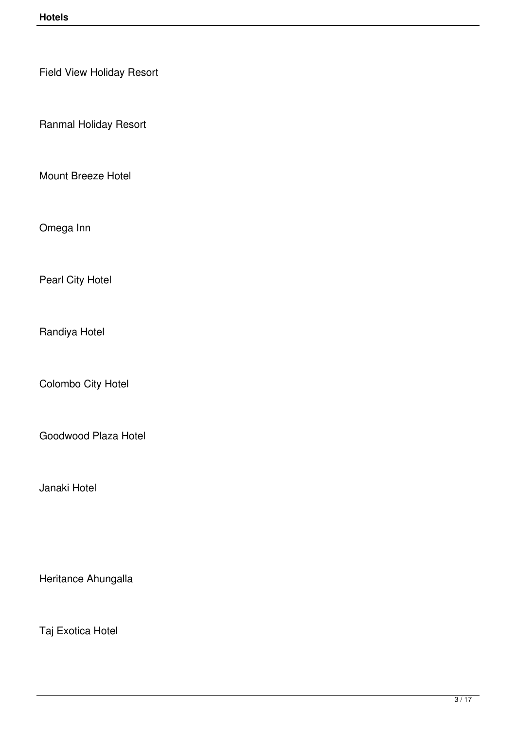Field View Holiday Resort

Ranmal Holiday Resort

Mount Breeze Hotel

Omega Inn

Pearl City Hotel

Randiya Hotel

Colombo City Hotel

Goodwood Plaza Hotel

Janaki Hotel

Heritance Ahungalla

Taj Exotica Hotel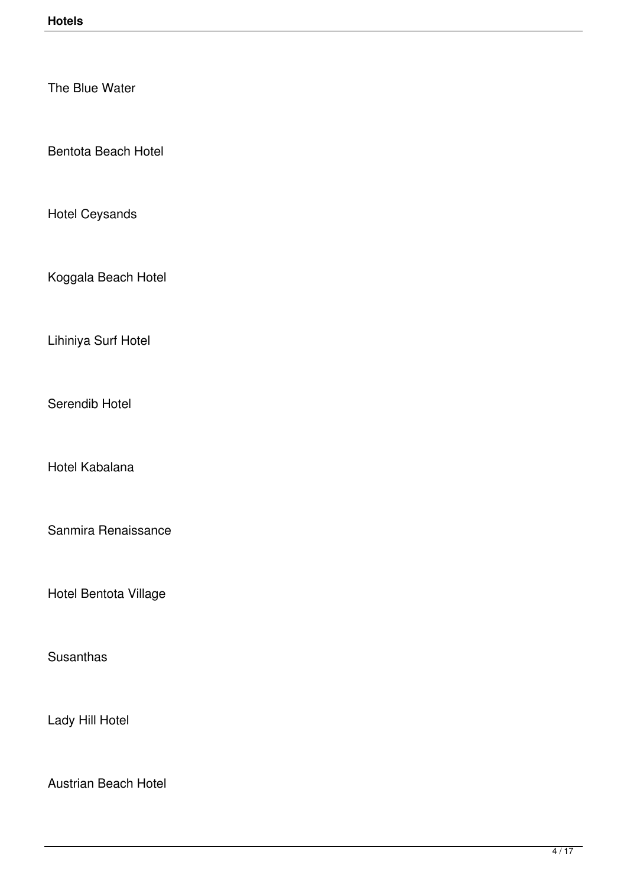The Blue Water

Bentota Beach Hotel

Hotel Ceysands

Koggala Beach Hotel

Lihiniya Surf Hotel

Serendib Hotel

Hotel Kabalana

Sanmira Renaissance

Hotel Bentota Village

Susanthas

Lady Hill Hotel

Austrian Beach Hotel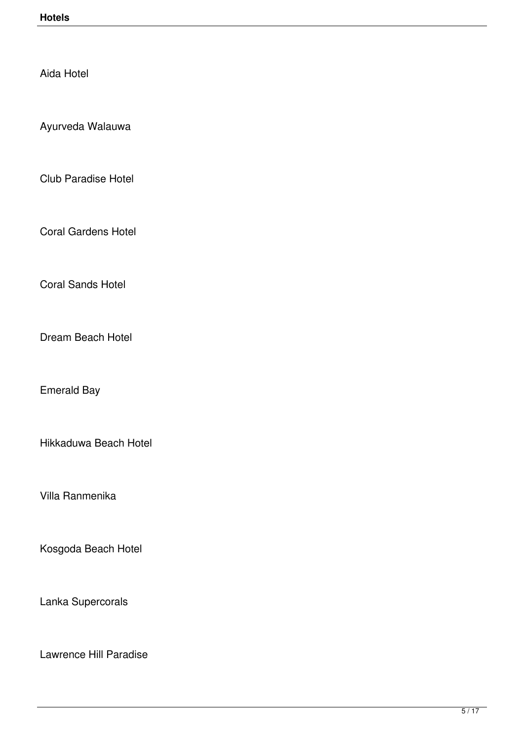Aida Hotel

Ayurveda Walauwa

Club Paradise Hotel

Coral Gardens Hotel

Coral Sands Hotel

Dream Beach Hotel

Emerald Bay

Hikkaduwa Beach Hotel

Villa Ranmenika

Kosgoda Beach Hotel

Lanka Supercorals

Lawrence Hill Paradise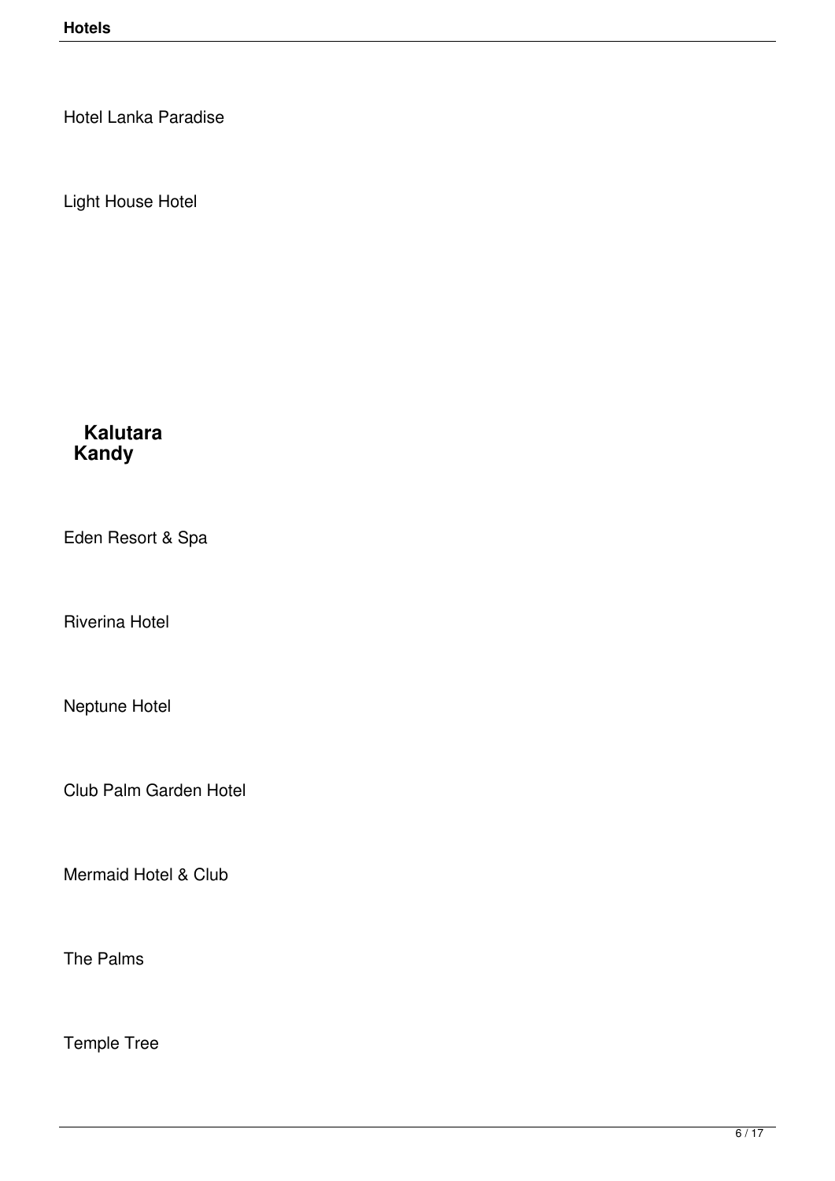Hotel Lanka Paradise

Light House Hotel

**Kalutara**

**Kandy**

Eden Resort & Spa

Riverina Hotel

Neptune Hotel

Club Palm Garden Hotel

Mermaid Hotel & Club

The Palms

Temple Tree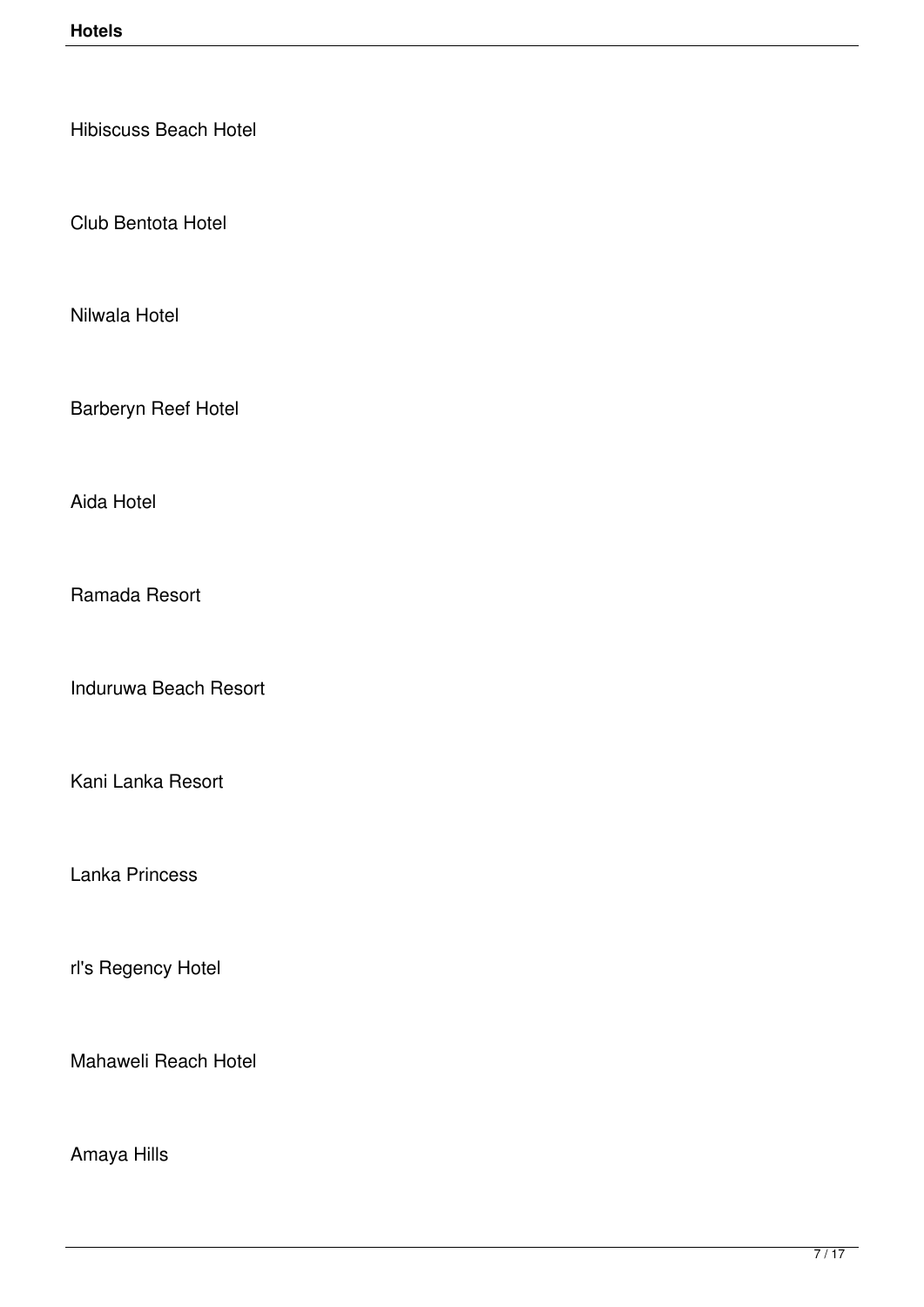Hibiscuss Beach Hotel

Club Bentota Hotel

Nilwala Hotel

Barberyn Reef Hotel

Aida Hotel

Ramada Resort

Induruwa Beach Resort

Kani Lanka Resort

Lanka Princess

rl's Regency Hotel

Mahaweli Reach Hotel

Amaya Hills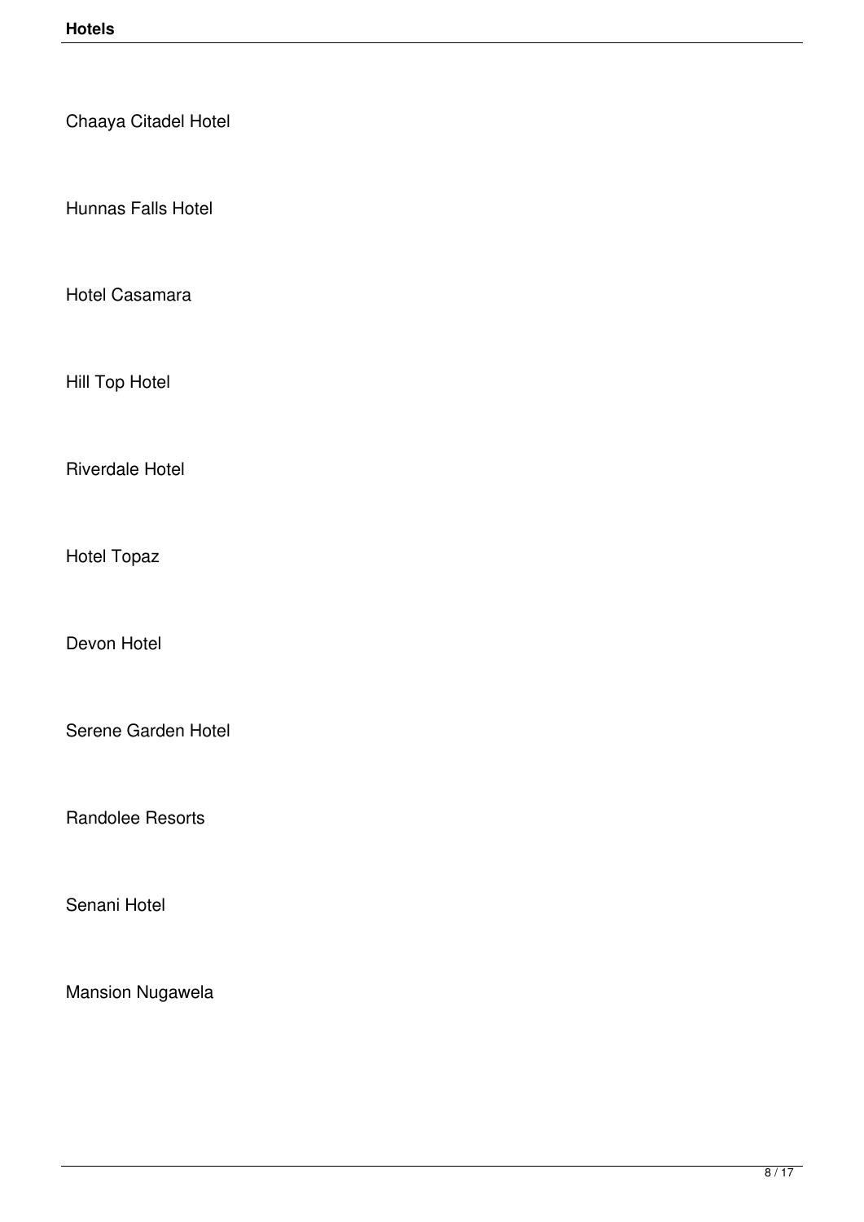Chaaya Citadel Hotel

Hunnas Falls Hotel

Hotel Casamara

Hill Top Hotel

Riverdale Hotel

Hotel Topaz

Devon Hotel

Serene Garden Hotel

Randolee Resorts

Senani Hotel

Mansion Nugawela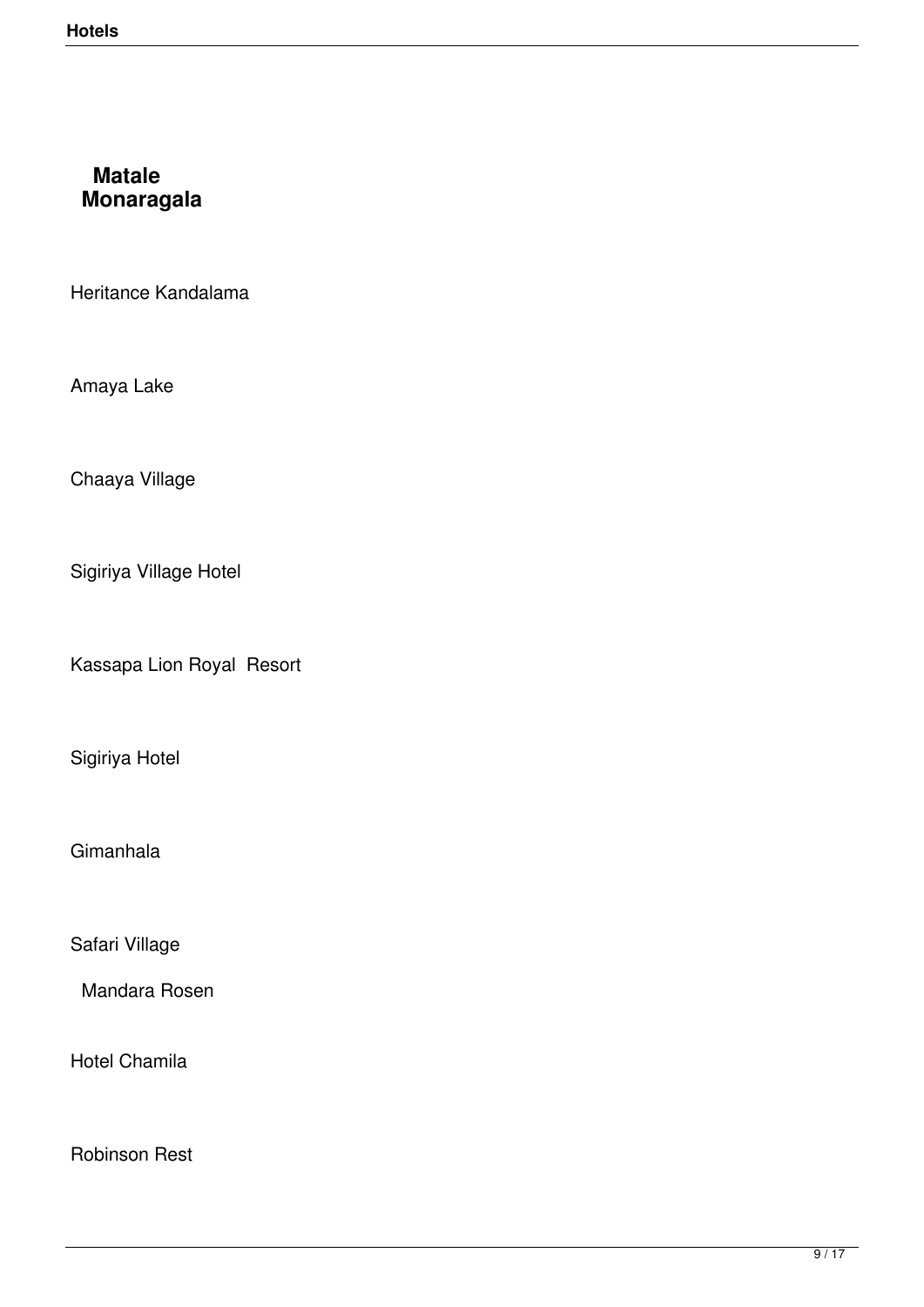**Matale**
**Monaragala**

Heritance Kandalama

Amaya Lake

Chaaya Village

Sigiriya Village Hotel

Kassapa Lion Royal Resort

Sigiriya Hotel

Gimanhala

Safari Village

Mandara Rosen

Hotel Chamila

Robinson Rest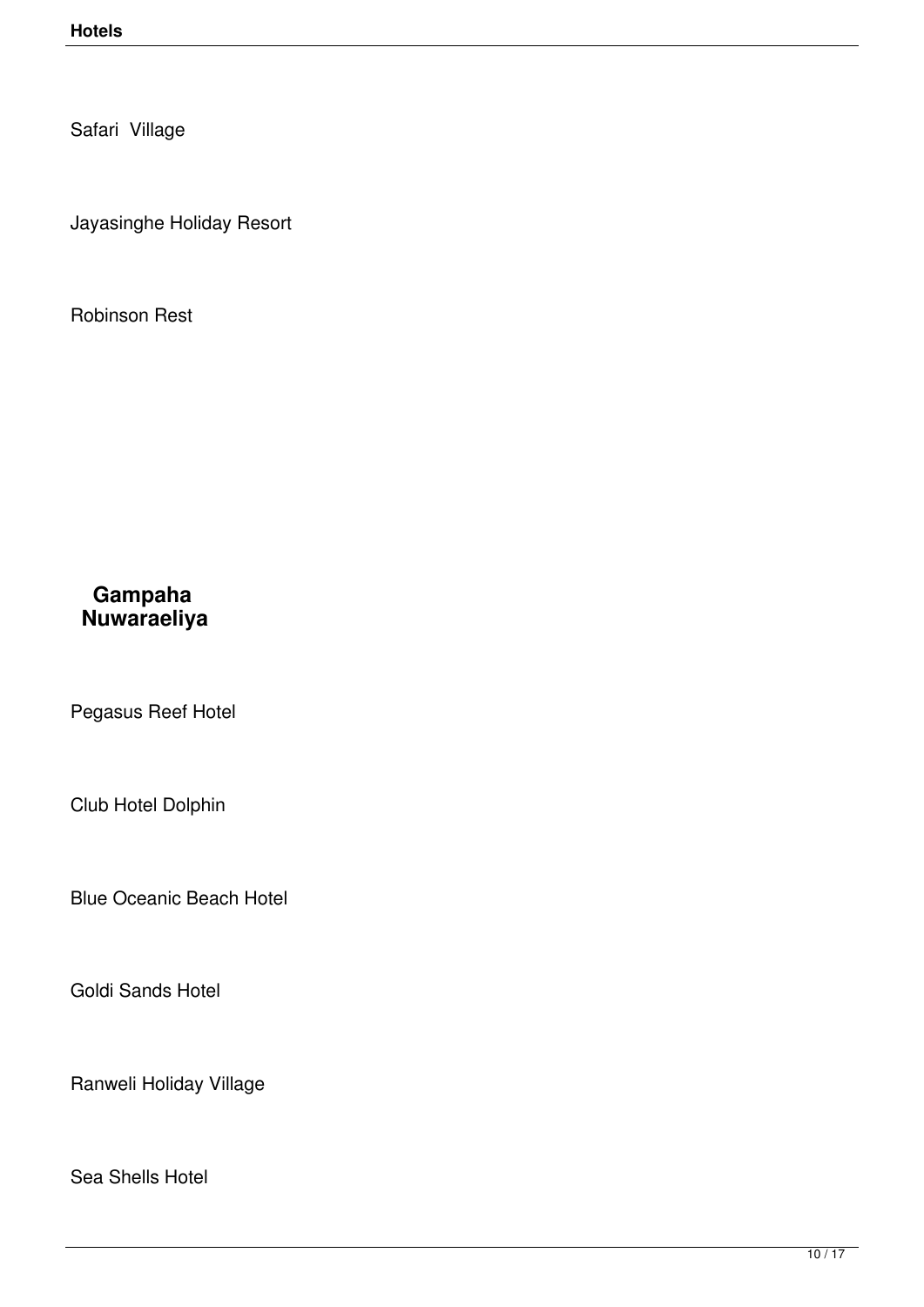Safari  Village

Jayasinghe Holiday Resort

Robinson Rest

**Gampaha**
**Nuwaraeliya**

Pegasus Reef Hotel

Club Hotel Dolphin

Blue Oceanic Beach Hotel

Goldi Sands Hotel

Ranweli Holiday Village

Sea Shells Hotel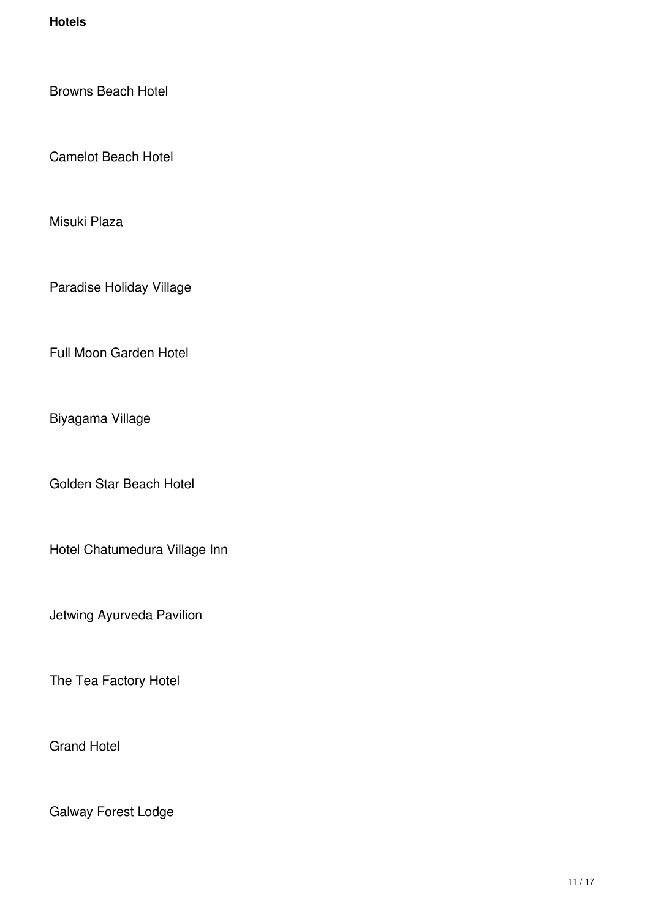Browns Beach Hotel

Camelot Beach Hotel

Misuki Plaza

Paradise Holiday Village

Full Moon Garden Hotel

Biyagama Village

Golden Star Beach Hotel

Hotel Chatumedura Village Inn

Jetwing Ayurveda Pavilion

The Tea Factory Hotel

Grand Hotel

Galway Forest Lodge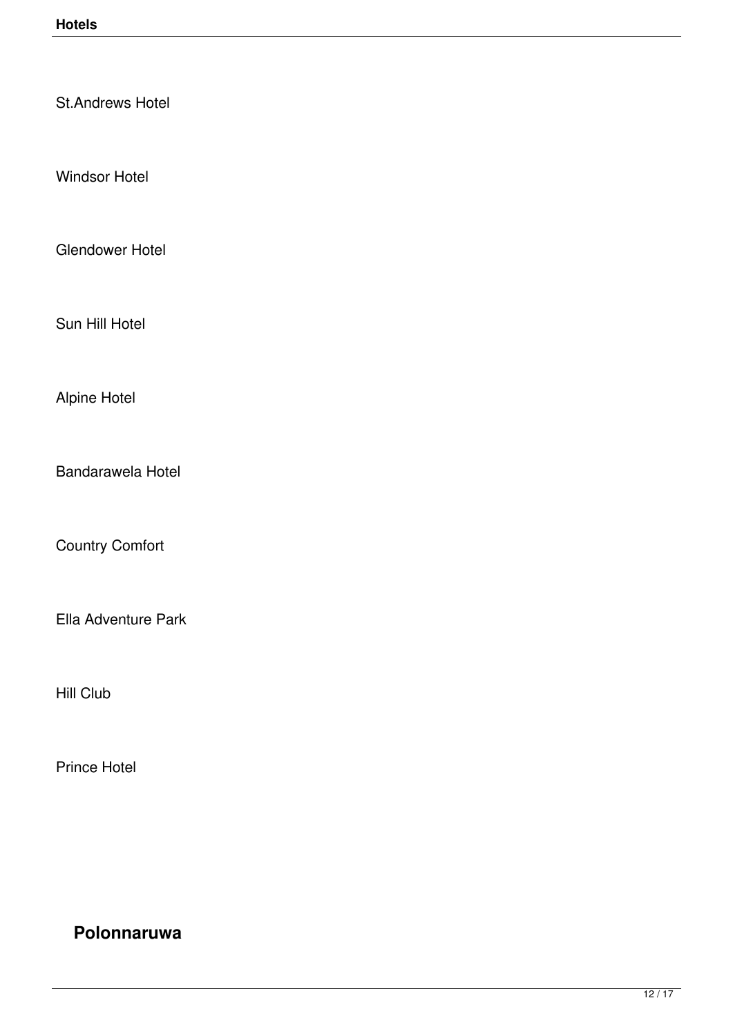St.Andrews Hotel

Windsor Hotel

Glendower Hotel

Sun Hill Hotel

Alpine Hotel

Bandarawela Hotel

Country Comfort

Ella Adventure Park

Hill Club

Prince Hotel

## Polonnaruwa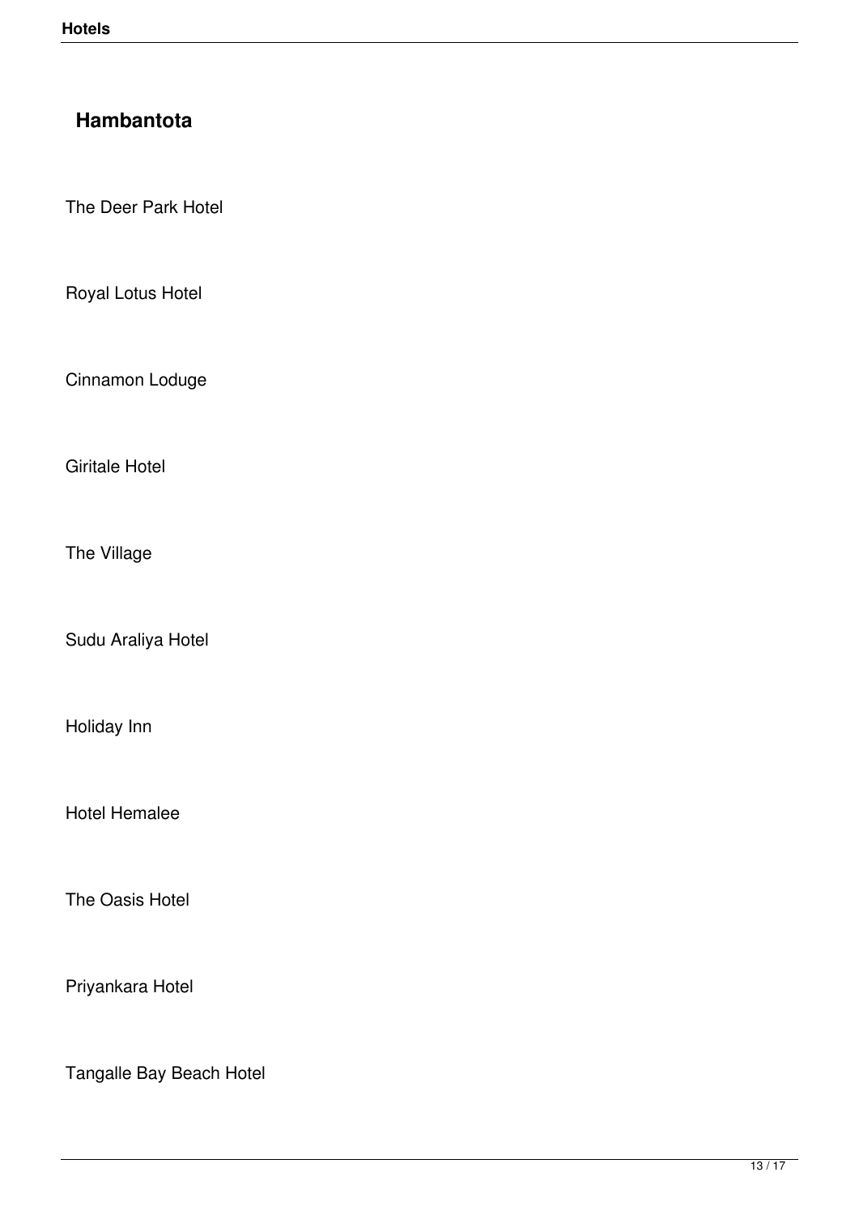## Hambantota

The Deer Park Hotel

Royal Lotus Hotel

Cinnamon Loduge

Giritale Hotel

The Village

Sudu Araliya Hotel

Holiday Inn

Hotel Hemalee

The Oasis Hotel

Priyankara Hotel

Tangalle Bay Beach Hotel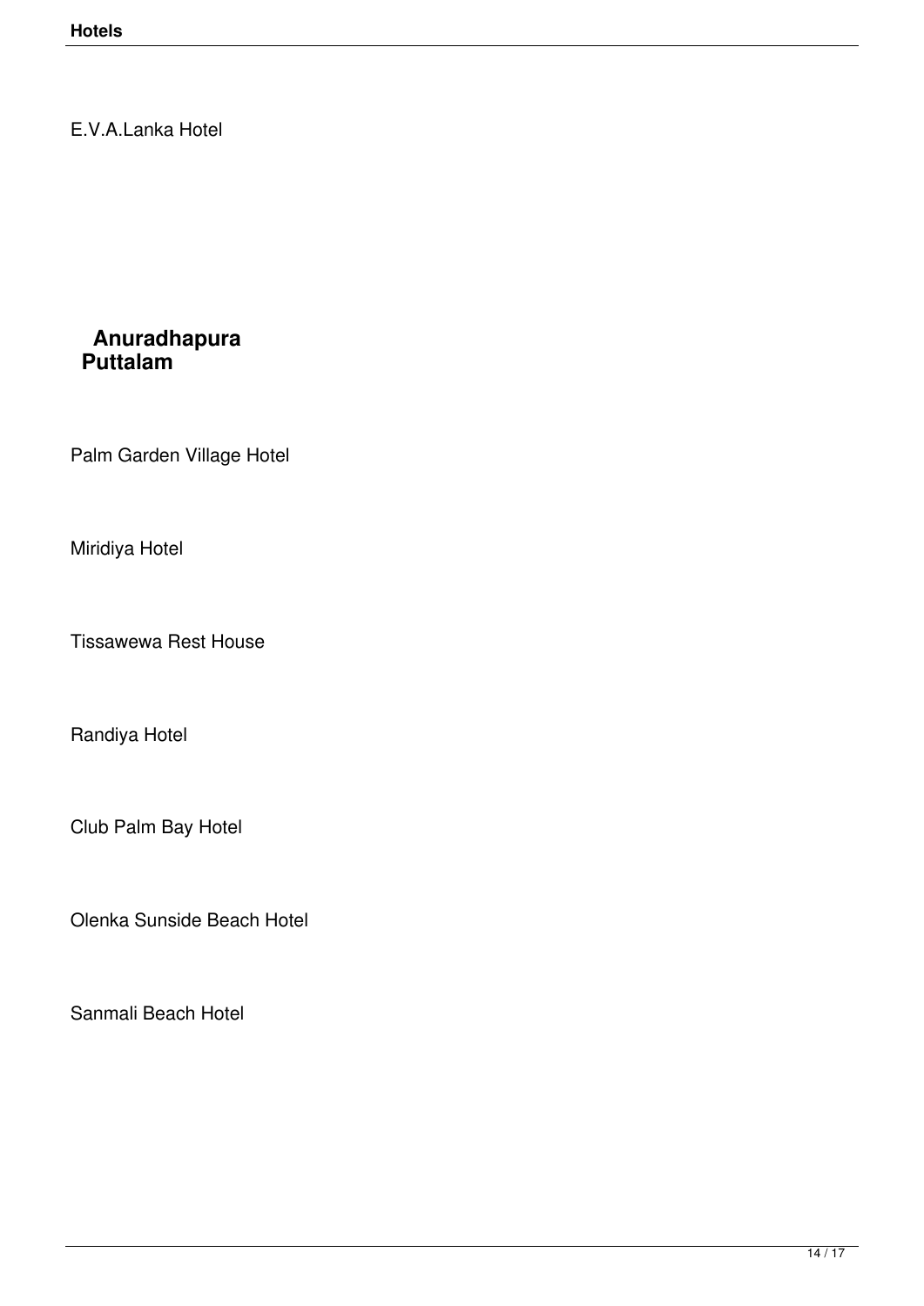E.V.A.Lanka Hotel

**Anuradhapura**
**Puttalam**

Palm Garden Village Hotel

Miridiya Hotel

Tissawewa Rest House

Randiya Hotel

Club Palm Bay Hotel

Olenka Sunside Beach Hotel

Sanmali Beach Hotel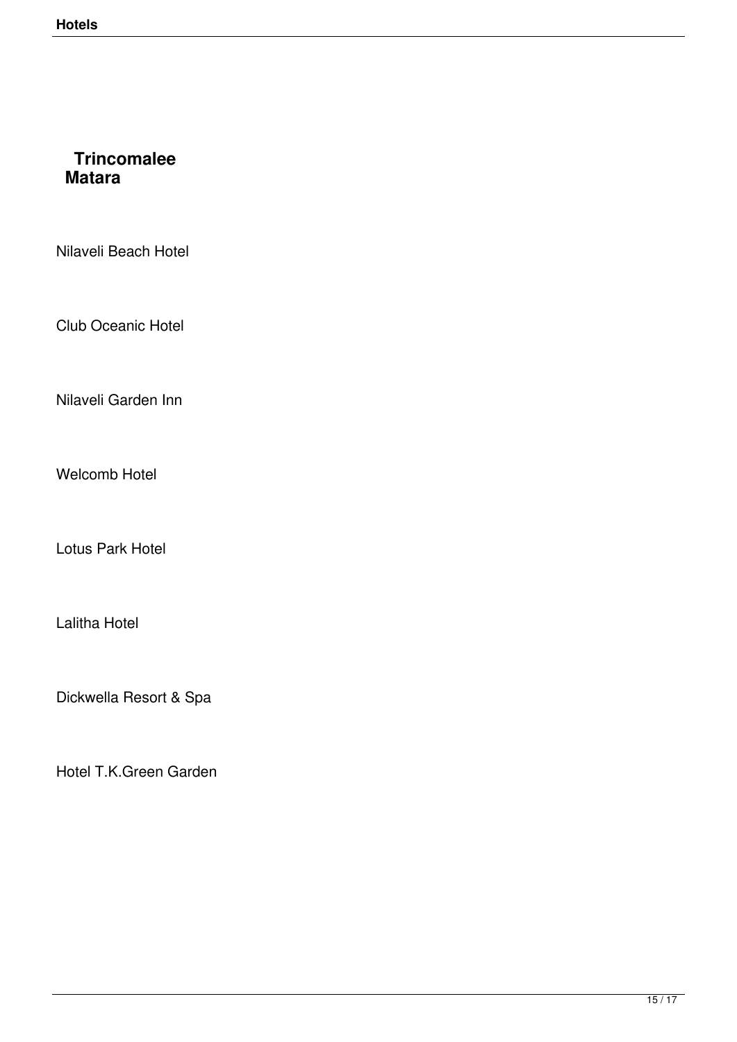**Trincomalee**

**Matara**

Nilaveli Beach Hotel

Club Oceanic Hotel

Nilaveli Garden Inn

Welcomb Hotel

Lotus Park Hotel

Lalitha Hotel

Dickwella Resort & Spa

Hotel T.K.Green Garden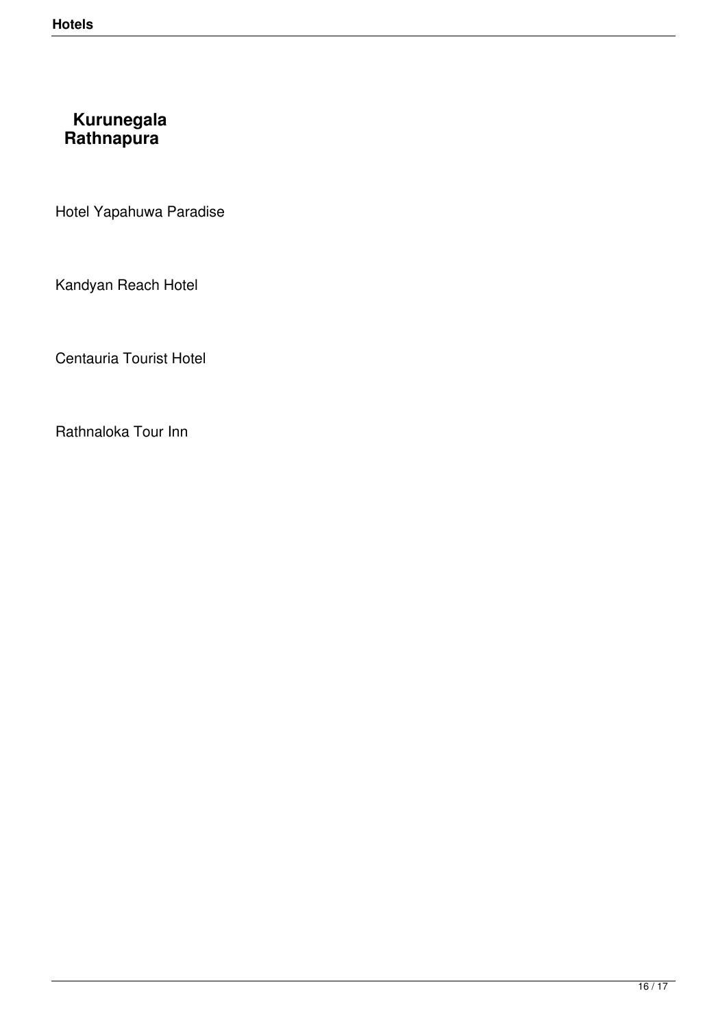**Kurunegala**
**Rathnapura**

Hotel Yapahuwa Paradise

Kandyan Reach Hotel

Centauria Tourist Hotel

Rathnaloka Tour Inn